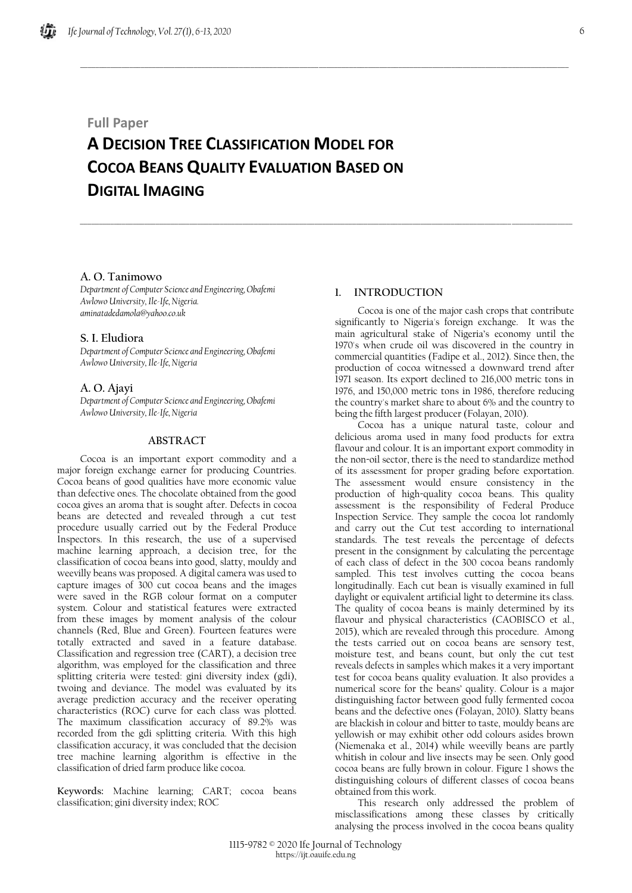Full Paper

# A Decision Tree Classification Model for Cocoa Beans Quality Evaluation Based on Digital Imaging

**A. O. Tanimowo**
*Department of Computer Science and Engineering, Obafemi Awlowo University, Ile-Ife, Nigeria.*
*aminatadedamola@yahoo.co.uk*

**S. I. Eludiora**
*Department of Computer Science and Engineering, Obafemi Awlowo University, Ile-Ife, Nigeria*

**A. O. Ajayi**
*Department of Computer Science and Engineering, Obafemi Awlowo University, Ile-Ife, Nigeria*

## ABSTRACT

Cocoa is an important export commodity and a major foreign exchange earner for producing Countries. Cocoa beans of good qualities have more economic value than defective ones. The chocolate obtained from the good cocoa gives an aroma that is sought after. Defects in cocoa beans are detected and revealed through a cut test procedure usually carried out by the Federal Produce Inspectors. In this research, the use of a supervised machine learning approach, a decision tree, for the classification of cocoa beans into good, slatty, mouldy and weevilly beans was proposed. A digital camera was used to capture images of 300 cut cocoa beans and the images were saved in the RGB colour format on a computer system. Colour and statistical features were extracted from these images by moment analysis of the colour channels (Red, Blue and Green). Fourteen features were totally extracted and saved in a feature database. Classification and regression tree (CART), a decision tree algorithm, was employed for the classification and three splitting criteria were tested: gini diversity index (gdi), twoing and deviance. The model was evaluated by its average prediction accuracy and the receiver operating characteristics (ROC) curve for each class was plotted. The maximum classification accuracy of 89.2% was recorded from the gdi splitting criteria. With this high classification accuracy, it was concluded that the decision tree machine learning algorithm is effective in the classification of dried farm produce like cocoa.

**Keywords:** Machine learning; CART; cocoa beans classification; gini diversity index; ROC

## 1. INTRODUCTION

Cocoa is one of the major cash crops that contribute significantly to Nigeria's foreign exchange. It was the main agricultural stake of Nigeria's economy until the 1970's when crude oil was discovered in the country in commercial quantities (Fadipe et al., 2012). Since then, the production of cocoa witnessed a downward trend after 1971 season. Its export declined to 216,000 metric tons in 1976, and 150,000 metric tons in 1986, therefore reducing the country's market share to about 6% and the country to being the fifth largest producer (Folayan, 2010).

Cocoa has a unique natural taste, colour and delicious aroma used in many food products for extra flavour and colour. It is an important export commodity in the non-oil sector, there is the need to standardize method of its assessment for proper grading before exportation. The assessment would ensure consistency in the production of high-quality cocoa beans. This quality assessment is the responsibility of Federal Produce Inspection Service. They sample the cocoa lot randomly and carry out the Cut test according to international standards. The test reveals the percentage of defects present in the consignment by calculating the percentage of each class of defect in the 300 cocoa beans randomly sampled. This test involves cutting the cocoa beans longitudinally. Each cut bean is visually examined in full daylight or equivalent artificial light to determine its class. The quality of cocoa beans is mainly determined by its flavour and physical characteristics (CAOBISCO et al., 2015), which are revealed through this procedure. Among the tests carried out on cocoa beans are sensory test, moisture test, and beans count, but only the cut test reveals defects in samples which makes it a very important test for cocoa beans quality evaluation. It also provides a numerical score for the beans' quality. Colour is a major distinguishing factor between good fully fermented cocoa beans and the defective ones (Folayan, 2010). Slatty beans are blackish in colour and bitter to taste, mouldy beans are yellowish or may exhibit other odd colours asides brown (Niemenaka et al., 2014) while weevilly beans are partly whitish in colour and live insects may be seen. Only good cocoa beans are fully brown in colour. Figure 1 shows the distinguishing colours of different classes of cocoa beans obtained from this work.

This research only addressed the problem of misclassifications among these classes by critically analysing the process involved in the cocoa beans quality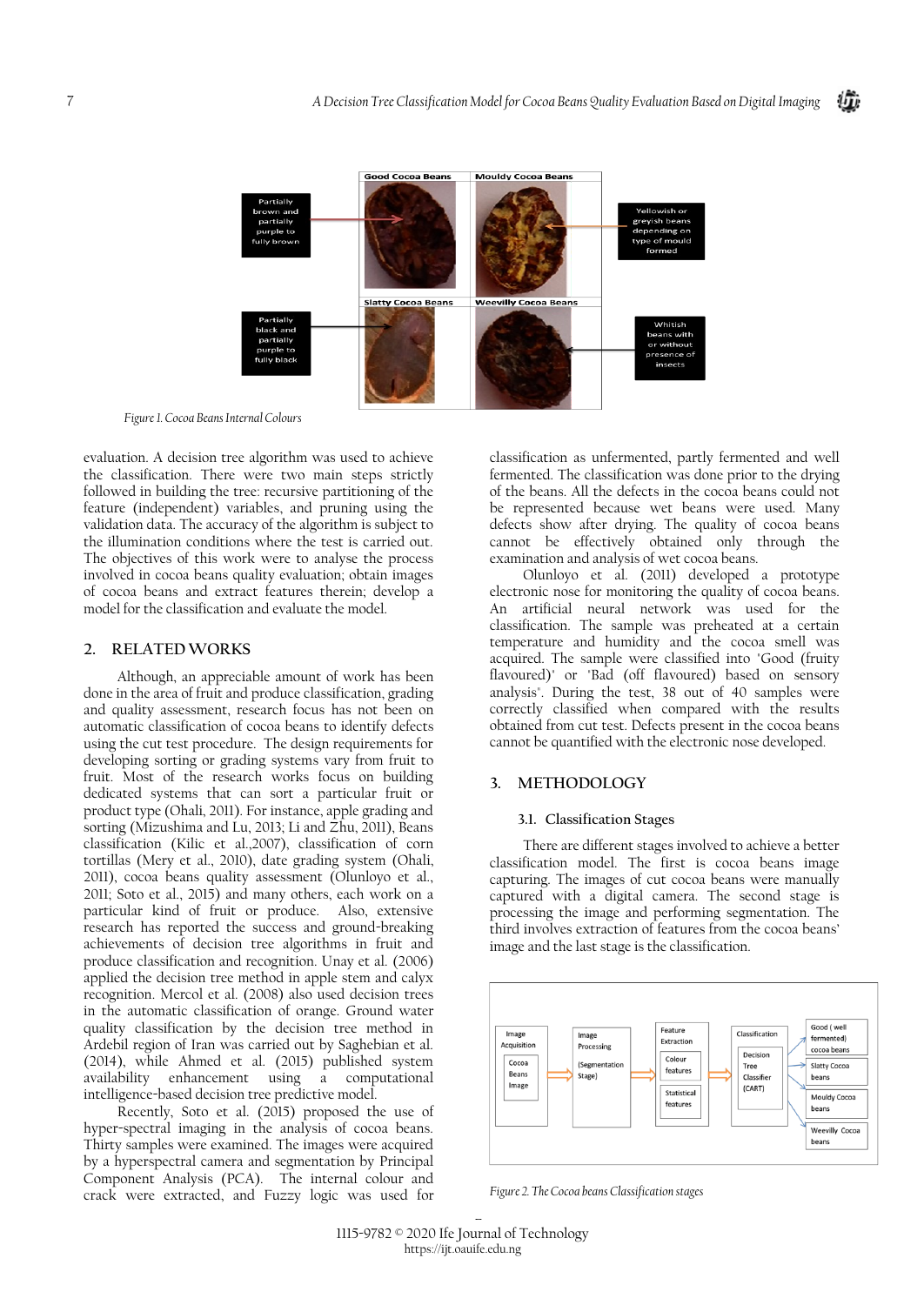Figure 1. Cocoa Beans Internal Colours

evaluation. A decision tree algorithm was used to achieve the classification. There were two main steps strictly followed in building the tree: recursive partitioning of the feature (independent) variables, and pruning using the validation data. The accuracy of the algorithm is subject to the illumination conditions where the test is carried out. The objectives of this work were to analyse the process involved in cocoa beans quality evaluation; obtain images of cocoa beans and extract features therein; develop a model for the classification and evaluate the model.

## 2. RELATED WORKS

Although, an appreciable amount of work has been done in the area of fruit and produce classification, grading and quality assessment, research focus has not been on automatic classification of cocoa beans to identify defects using the cut test procedure. The design requirements for developing sorting or grading systems vary from fruit to fruit. Most of the research works focus on building dedicated systems that can sort a particular fruit or product type (Ohali, 2011). For instance, apple grading and sorting (Mizushima and Lu, 2013; Li and Zhu, 2011), Beans classification (Kilic et al.,2007), classification of corn tortillas (Mery et al., 2010), date grading system (Ohali, 2011), cocoa beans quality assessment (Olunloyo et al., 2011; Soto et al., 2015) and many others, each work on a particular kind of fruit or produce. Also, extensive research has reported the success and ground-breaking achievements of decision tree algorithms in fruit and produce classification and recognition. Unay et al. (2006) applied the decision tree method in apple stem and calyx recognition. Mercol et al. (2008) also used decision trees in the automatic classification of orange. Ground water quality classification by the decision tree method in Ardebil region of Iran was carried out by Saghebian et al. (2014), while Ahmed et al. (2015) published system availability enhancement using a computational intelligence-based decision tree predictive model.

Recently, Soto et al. (2015) proposed the use of hyper-spectral imaging in the analysis of cocoa beans. Thirty samples were examined. The images were acquired by a hyperspectral camera and segmentation by Principal Component Analysis (PCA). The internal colour and crack were extracted, and Fuzzy logic was used for classification as unfermented, partly fermented and well fermented. The classification was done prior to the drying of the beans. All the defects in the cocoa beans could not be represented because wet beans were used. Many defects show after drying. The quality of cocoa beans cannot be effectively obtained only through the examination and analysis of wet cocoa beans.

Olunloyo et al. (2011) developed a prototype electronic nose for monitoring the quality of cocoa beans. An artificial neural network was used for the classification. The sample was preheated at a certain temperature and humidity and the cocoa smell was acquired. The sample were classified into 'Good (fruity flavoured)' or 'Bad (off flavoured) based on sensory analysis''. During the test, 38 out of 40 samples were correctly classified when compared with the results obtained from cut test. Defects present in the cocoa beans cannot be quantified with the electronic nose developed.

## 3. METHODOLOGY

### 3.1. Classification Stages

There are different stages involved to achieve a better classification model. The first is cocoa beans image capturing. The images of cut cocoa beans were manually captured with a digital camera. The second stage is processing the image and performing segmentation. The third involves extraction of features from the cocoa beans' image and the last stage is the classification.

Figure 2. The Cocoa beans Classification stages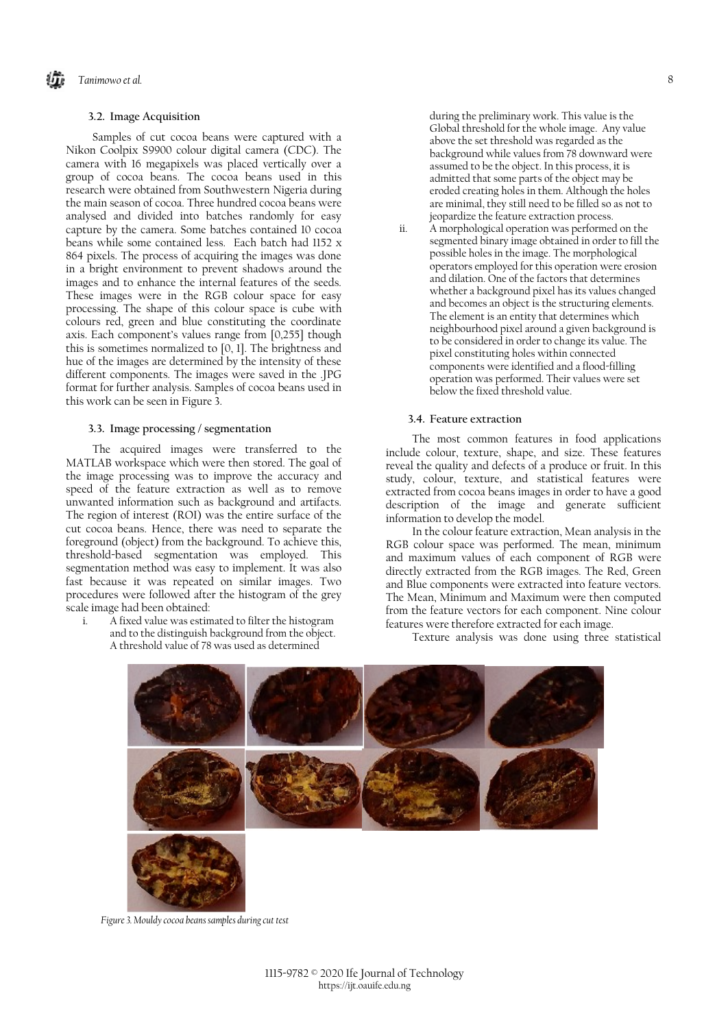### 3.2. Image Acquisition

Samples of cut cocoa beans were captured with a Nikon Coolpix S9900 colour digital camera (CDC). The camera with 16 megapixels was placed vertically over a group of cocoa beans. The cocoa beans used in this research were obtained from Southwestern Nigeria during the main season of cocoa. Three hundred cocoa beans were analysed and divided into batches randomly for easy capture by the camera. Some batches contained 10 cocoa beans while some contained less. Each batch had 1152 x 864 pixels. The process of acquiring the images was done in a bright environment to prevent shadows around the images and to enhance the internal features of the seeds. These images were in the RGB colour space for easy processing. The shape of this colour space is cube with colours red, green and blue constituting the coordinate axis. Each component's values range from [0,255] though this is sometimes normalized to [0, 1]. The brightness and hue of the images are determined by the intensity of these different components. The images were saved in the .JPG format for further analysis. Samples of cocoa beans used in this work can be seen in Figure 3.

### 3.3. Image processing / segmentation

The acquired images were transferred to the MATLAB workspace which were then stored. The goal of the image processing was to improve the accuracy and speed of the feature extraction as well as to remove unwanted information such as background and artifacts. The region of interest (ROI) was the entire surface of the cut cocoa beans. Hence, there was need to separate the foreground (object) from the background. To achieve this, threshold-based segmentation was employed. This segmentation method was easy to implement. It was also fast because it was repeated on similar images. Two procedures were followed after the histogram of the grey scale image had been obtained:

i. A fixed value was estimated to filter the histogram and to the distinguish background from the object. A threshold value of 78 was used as determined during the preliminary work. This value is the Global threshold for the whole image. Any value above the set threshold was regarded as the background while values from 78 downward were assumed to be the object. In this process, it is admitted that some parts of the object may be eroded creating holes in them. Although the holes are minimal, they still need to be filled so as not to jeopardize the feature extraction process.

ii. A morphological operation was performed on the segmented binary image obtained in order to fill the possible holes in the image. The morphological operators employed for this operation were erosion and dilation. One of the factors that determines whether a background pixel has its values changed and becomes an object is the structuring elements. The element is an entity that determines which neighbourhood pixel around a given background is to be considered in order to change its value. The pixel constituting holes within connected components were identified and a flood-filling operation was performed. Their values were set below the fixed threshold value.

### 3.4. Feature extraction

The most common features in food applications include colour, texture, shape, and size. These features reveal the quality and defects of a produce or fruit. In this study, colour, texture, and statistical features were extracted from cocoa beans images in order to have a good description of the image and generate sufficient information to develop the model.

In the colour feature extraction, Mean analysis in the RGB colour space was performed. The mean, minimum and maximum values of each component of RGB were directly extracted from the RGB images. The Red, Green and Blue components were extracted into feature vectors. The Mean, Minimum and Maximum were then computed from the feature vectors for each component. Nine colour features were therefore extracted for each image.

Texture analysis was done using three statistical

*Figure 3. Mouldy cocoa beans samples during cut test*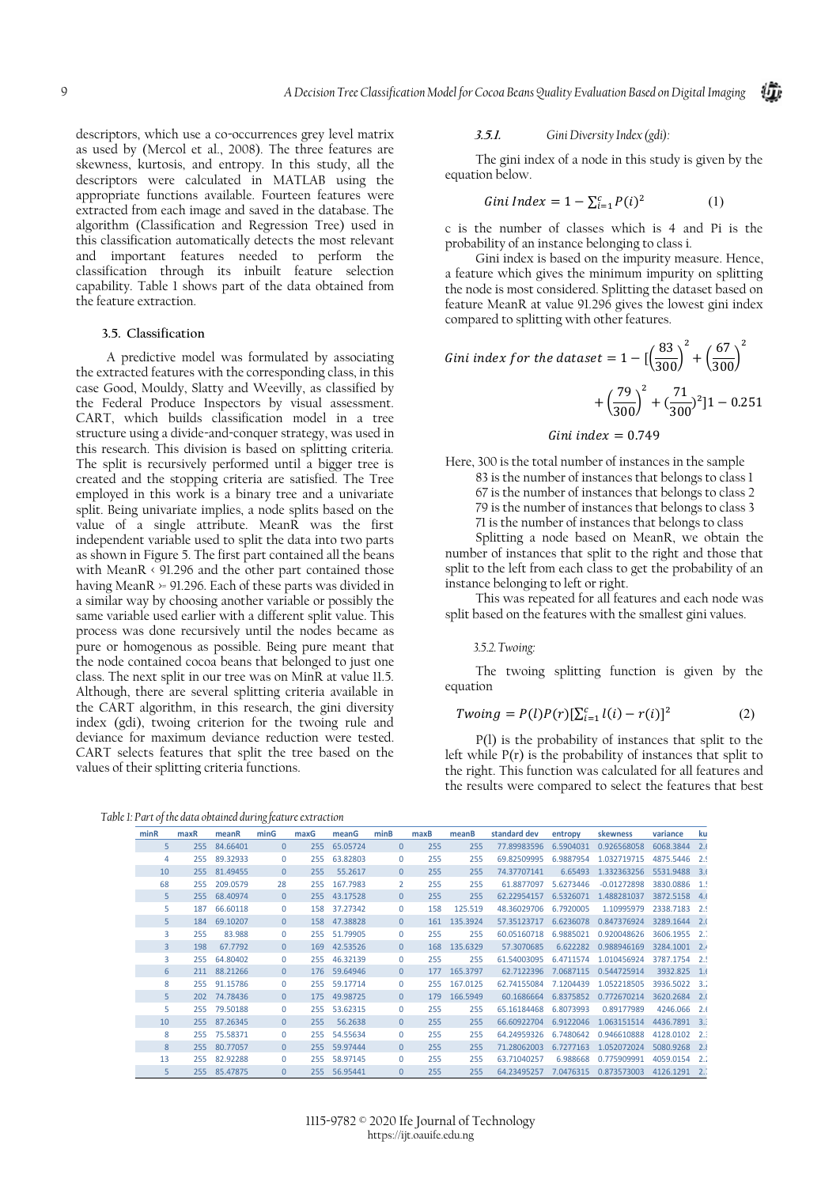descriptors, which use a co-occurrences grey level matrix as used by (Mercol et al., 2008). The three features are skewness, kurtosis, and entropy. In this study, all the descriptors were calculated in MATLAB using the appropriate functions available. Fourteen features were extracted from each image and saved in the database. The algorithm (Classification and Regression Tree) used in this classification automatically detects the most relevant and important features needed to perform the classification through its inbuilt feature selection capability. Table 1 shows part of the data obtained from the feature extraction.

### 3.5. Classification

A predictive model was formulated by associating the extracted features with the corresponding class, in this case Good, Mouldy, Slatty and Weevilly, as classified by the Federal Produce Inspectors by visual assessment. CART, which builds classification model in a tree structure using a divide-and-conquer strategy, was used in this research. This division is based on splitting criteria. The split is recursively performed until a bigger tree is created and the stopping criteria are satisfied. The Tree employed in this work is a binary tree and a univariate split. Being univariate implies, a node splits based on the value of a single attribute. MeanR was the first independent variable used to split the data into two parts as shown in Figure 5. The first part contained all the beans with MeanR < 91.296 and the other part contained those having MeanR >= 91.296. Each of these parts was divided in a similar way by choosing another variable or possibly the same variable used earlier with a different split value. This process was done recursively until the nodes became as pure or homogenous as possible. Being pure meant that the node contained cocoa beans that belonged to just one class. The next split in our tree was on MinR at value 11.5. Although, there are several splitting criteria available in the CART algorithm, in this research, the gini diversity index (gdi), twoing criterion for the twoing rule and deviance for maximum deviance reduction were tested. CART selects features that split the tree based on the values of their splitting criteria functions.

#### 3.5.1. Gini Diversity Index (gdi):

The gini index of a node in this study is given by the equation below.

$$Gini\ Index = 1 - \sum_{i=1}^{c} P(i)^2 \qquad (1)$$

c is the number of classes which is 4 and Pi is the probability of an instance belonging to class i.

Gini index is based on the impurity measure. Hence, a feature which gives the minimum impurity on splitting the node is most considered. Splitting the dataset based on feature MeanR at value 91.296 gives the lowest gini index compared to splitting with other features.

$$Gini\ index\ for\ the\ dataset = 1 - [\left(\frac{83}{300}\right)^2 + \left(\frac{67}{300}\right)^2 + \left(\frac{79}{300}\right)^2 + (\frac{71}{300})^2]1 - 0.251$$

$$Gini\ index = 0.749$$

Here, 300 is the total number of instances in the sample
83 is the number of instances that belongs to class 1
67 is the number of instances that belongs to class 2
79 is the number of instances that belongs to class 3
71 is the number of instances that belongs to class

Splitting a node based on MeanR, we obtain the number of instances that split to the right and those that split to the left from each class to get the probability of an instance belonging to left or right.

This was repeated for all features and each node was split based on the features with the smallest gini values.

#### 3.5.2. Twoing:

The twoing splitting function is given by the equation

$$Twoing = P(l)P(r)[\sum_{i=1}^{c} l(i) - r(i)]^2 \qquad (2)$$

P(l) is the probability of instances that split to the left while P(r) is the probability of instances that split to the right. This function was calculated for all features and the results were compared to select the features that best

Table 1: Part of the data obtained during feature extraction

| minR | maxR | meanR | minG | maxG | meanG | minB | maxB | meanB | standard dev | entropy | skewness | variance | ku |
|---|---|---|---|---|---|---|---|---|---|---|---|---|---|
| 5 | 255 | 84.66401 | 0 | 255 | 65.05724 | 0 | 255 | 255 | 77.89983596 | 6.5904031 | 0.926568058 | 6068.3844 | 2.( |
| 4 | 255 | 89.32933 | 0 | 255 | 63.82803 | 0 | 255 | 255 | 69.82509995 | 6.9887954 | 1.032719715 | 4875.5446 | 2.! |
| 10 | 255 | 81.49455 | 0 | 255 | 55.2617 | 0 | 255 | 255 | 74.37707141 | 6.65493 | 1.332363256 | 5531.9488 | 3.( |
| 68 | 255 | 209.0579 | 28 | 255 | 167.7983 | 2 | 255 | 255 | 61.8877097 | 5.6273446 | -0.01272898 | 3830.0886 | 1.! |
| 5 | 255 | 68.40974 | 0 | 255 | 43.17528 | 0 | 255 | 255 | 62.22954157 | 6.5326071 | 1.488281037 | 3872.5158 | 4.( |
| 5 | 187 | 66.60118 | 0 | 158 | 37.27342 | 0 | 158 | 125.519 | 48.36029706 | 6.7920005 | 1.10995979 | 2338.7183 | 2.! |
| 5 | 184 | 69.10207 | 0 | 158 | 47.38828 | 0 | 161 | 135.3924 | 57.35123717 | 6.6236078 | 0.847376924 | 3289.1644 | 2.( |
| 3 | 255 | 83.988 | 0 | 255 | 51.79905 | 0 | 255 | 255 | 60.05160718 | 6.9885021 | 0.920048626 | 3606.1955 | 2. |
| 3 | 198 | 67.7792 | 0 | 169 | 42.53526 | 0 | 168 | 135.6329 | 57.3070685 | 6.622282 | 0.988946169 | 3284.1001 | 2.( |
| 3 | 255 | 64.80402 | 0 | 255 | 46.32139 | 0 | 255 | 255 | 61.54003095 | 6.4711574 | 1.010456924 | 3787.1754 | 2.! |
| 6 | 211 | 88.21266 | 0 | 176 | 59.64946 | 0 | 177 | 165.3797 | 62.7122396 | 7.0687115 | 0.544725914 | 3932.825 | 1.( |
| 8 | 255 | 91.15786 | 0 | 255 | 59.17714 | 0 | 255 | 167.0125 | 62.74155084 | 7.1204439 | 1.052218505 | 3936.5022 | 3. |
| 5 | 202 | 74.78436 | 0 | 175 | 49.98725 | 0 | 179 | 166.5949 | 60.1686664 | 6.8375852 | 0.772670214 | 3620.2684 | 2.( |
| 5 | 255 | 79.50188 | 0 | 255 | 53.62315 | 0 | 255 | 255 | 65.16184468 | 6.8073993 | 0.89177989 | 4246.066 | 2.( |
| 10 | 255 | 87.26345 | 0 | 255 | 56.2638 | 0 | 255 | 255 | 66.60922704 | 6.9122046 | 1.063151514 | 4436.7891 | 3. |
| 8 | 255 | 75.58371 | 0 | 255 | 54.55634 | 0 | 255 | 255 | 64.24959326 | 6.7480642 | 0.946610888 | 4128.0102 | 2. |
| 8 | 255 | 80.77057 | 0 | 255 | 59.97444 | 0 | 255 | 255 | 71.28062003 | 6.7277163 | 1.052072024 | 5080.9268 | 2.( |
| 13 | 255 | 82.92288 | 0 | 255 | 58.97145 | 0 | 255 | 255 | 63.71040257 | 6.988668 | 0.775909991 | 4059.0154 | 2. |
| 5 | 255 | 85.47875 | 0 | 255 | 56.95441 | 0 | 255 | 255 | 64.23495257 | 7.0476315 | 0.873573003 | 4126.1291 | 2. |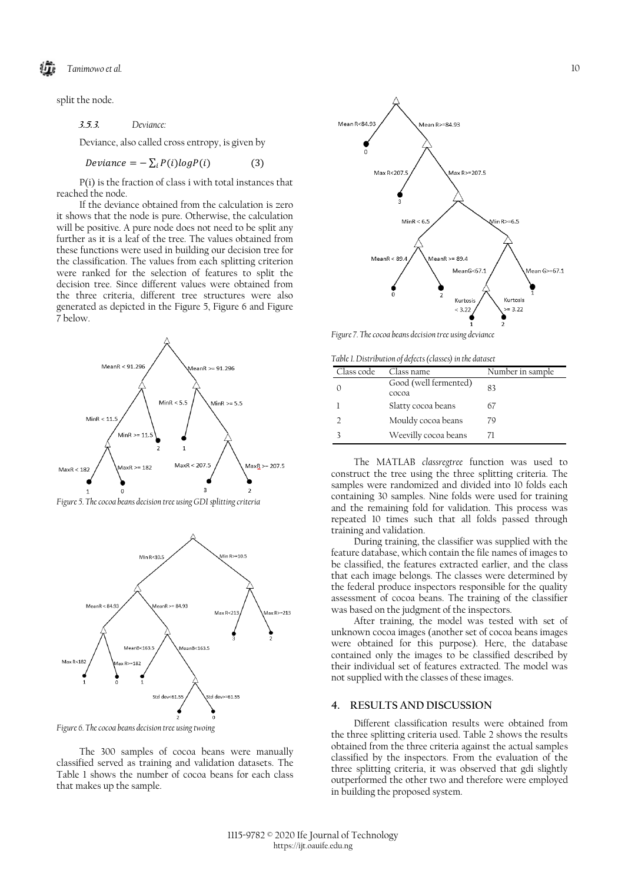split the node.

#### 3.5.3. Deviance:

Deviance, also called cross entropy, is given by

$$Deviance = -\sum_i P(i) \log P(i) \qquad (3)$$

P(i) is the fraction of class i with total instances that reached the node.

If the deviance obtained from the calculation is zero it shows that the node is pure. Otherwise, the calculation will be positive. A pure node does not need to be split any further as it is a leaf of the tree. The values obtained from these functions were used in building our decision tree for the classification. The values from each splitting criterion were ranked for the selection of features to split the decision tree. Since different values were obtained from the three criteria, different tree structures were also generated as depicted in the Figure 5, Figure 6 and Figure 7 below.

*Figure 5. The cocoa beans decision tree using GDI splitting criteria*

*Figure 6. The cocoa beans decision tree using twoing*

The 300 samples of cocoa beans were manually classified served as training and validation datasets. The Table 1 shows the number of cocoa beans for each class that makes up the sample.

*Figure 7. The cocoa beans decision tree using deviance*

*Table 1. Distribution of defects (classes) in the dataset*

| Class code | Class name | Number in sample |
|---|---|---|
| 0 | Good (well fermented) cocoa | 83 |
| 1 | Slatty cocoa beans | 67 |
| 2 | Mouldy cocoa beans | 79 |
| 3 | Weevilly cocoa beans | 71 |

The MATLAB *classregtree* function was used to construct the tree using the three splitting criteria. The samples were randomized and divided into 10 folds each containing 30 samples. Nine folds were used for training and the remaining fold for validation. This process was repeated 10 times such that all folds passed through training and validation.

During training, the classifier was supplied with the feature database, which contain the file names of images to be classified, the features extracted earlier, and the class that each image belongs. The classes were determined by the federal produce inspectors responsible for the quality assessment of cocoa beans. The training of the classifier was based on the judgment of the inspectors.

After training, the model was tested with set of unknown cocoa images (another set of cocoa beans images were obtained for this purpose). Here, the database contained only the images to be classified described by their individual set of features extracted. The model was not supplied with the classes of these images.

## 4. RESULTS AND DISCUSSION

Different classification results were obtained from the three splitting criteria used. Table 2 shows the results obtained from the three criteria against the actual samples classified by the inspectors. From the evaluation of the three splitting criteria, it was observed that gdi slightly outperformed the other two and therefore were employed in building the proposed system.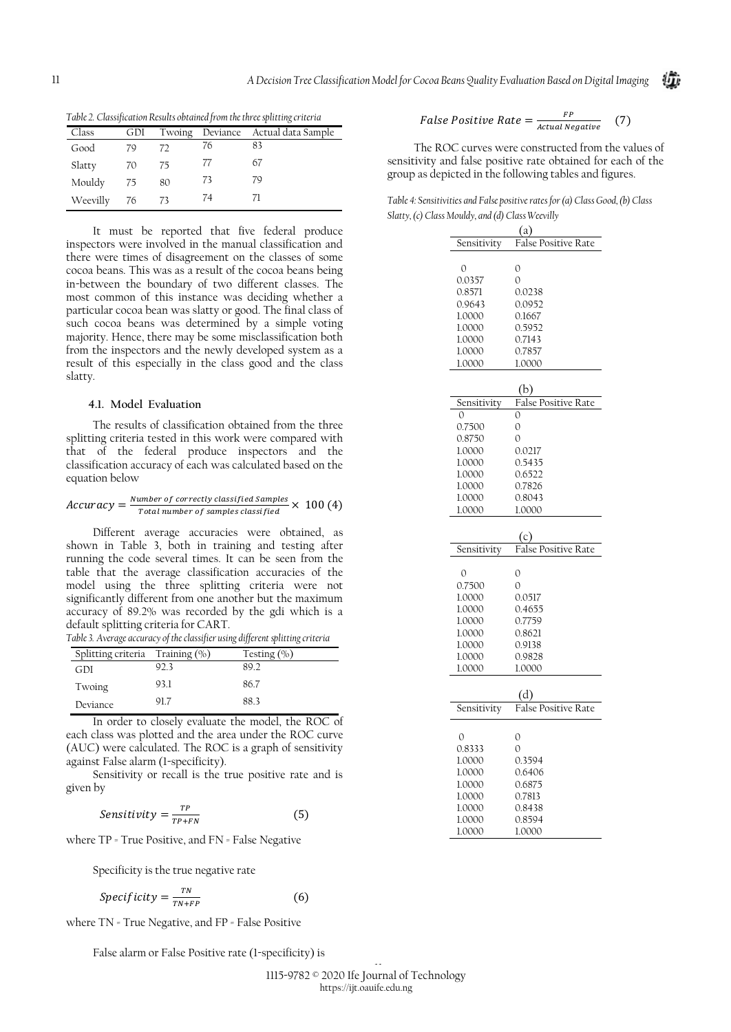*Table 2. Classification Results obtained from the three splitting criteria*

| Class | GDI | Twoing | Deviance | Actual data Sample |
|---|---|---|---|---|
| Good | 79 | 72 | 76 | 83 |
| Slatty | 70 | 75 | 77 | 67 |
| Mouldy | 75 | 80 | 73 | 79 |
| Weevilly | 76 | 73 | 74 | 71 |

It must be reported that five federal produce inspectors were involved in the manual classification and there were times of disagreement on the classes of some cocoa beans. This was as a result of the cocoa beans being in-between the boundary of two different classes. The most common of this instance was deciding whether a particular cocoa bean was slatty or good. The final class of such cocoa beans was determined by a simple voting majority. Hence, there may be some misclassification both from the inspectors and the newly developed system as a result of this especially in the class good and the class slatty.

### 4.1. Model Evaluation

The results of classification obtained from the three splitting criteria tested in this work were compared with that of the federal produce inspectors and the classification accuracy of each was calculated based on the equation below

$$Accuracy = \frac{Number\ of\ correctly\ classified\ Samples}{Total\ number\ of\ samples\ classified} \times 100 \quad (4)$$

Different average accuracies were obtained, as shown in Table 3, both in training and testing after running the code several times. It can be seen from the table that the average classification accuracies of the model using the three splitting criteria were not significantly different from one another but the maximum accuracy of 89.2% was recorded by the gdi which is a default splitting criteria for CART.

*Table 3. Average accuracy of the classifier using different splitting criteria*

| Splitting criteria | Training (%) | Testing (%) |
|---|---|---|
| GDI | 92.3 | 89.2 |
| Twoing | 93.1 | 86.7 |
| Deviance | 91.7 | 88.3 |

In order to closely evaluate the model, the ROC of each class was plotted and the area under the ROC curve (AUC) were calculated. The ROC is a graph of sensitivity against False alarm (1-specificity).

Sensitivity or recall is the true positive rate and is given by

$$Sensitivity = \frac{TP}{TP+FN} \quad (5)$$

where TP = True Positive, and FN = False Negative

Specificity is the true negative rate

$$Specificity = \frac{TN}{TN+FP} \quad (6)$$

where TN = True Negative, and FP = False Positive

False alarm or False Positive rate (1-specificity) is

$$False\ Positive\ Rate = \frac{FP}{Actual\ Negative} \quad (7)$$

The ROC curves were constructed from the values of sensitivity and false positive rate obtained for each of the group as depicted in the following tables and figures.

*Table 4: Sensitivities and False positive rates for (a) Class Good, (b) Class Slatty, (c) Class Mouldy, and (d) Class Weevilly*

(a)

| Sensitivity | False Positive Rate |
|---|---|
| 0 | 0 |
| 0.0357 | 0 |
| 0.8571 | 0.0238 |
| 0.9643 | 0.0952 |
| 1.0000 | 0.1667 |
| 1.0000 | 0.5952 |
| 1.0000 | 0.7143 |
| 1.0000 | 0.7857 |
| 1.0000 | 1.0000 |

(b)

| Sensitivity | False Positive Rate |
|---|---|
| 0 | 0 |
| 0.7500 | 0 |
| 0.8750 | 0 |
| 1.0000 | 0.0217 |
| 1.0000 | 0.5435 |
| 1.0000 | 0.6522 |
| 1.0000 | 0.7826 |
| 1.0000 | 0.8043 |
| 1.0000 | 1.0000 |

(c)

| Sensitivity | False Positive Rate |
|---|---|
| 0 | 0 |
| 0.7500 | 0 |
| 1.0000 | 0.0517 |
| 1.0000 | 0.4655 |
| 1.0000 | 0.7759 |
| 1.0000 | 0.8621 |
| 1.0000 | 0.9138 |
| 1.0000 | 0.9828 |
| 1.0000 | 1.0000 |

(d)

| Sensitivity | False Positive Rate |
|---|---|
| 0 | 0 |
| 0.8333 | 0 |
| 1.0000 | 0.3594 |
| 1.0000 | 0.6406 |
| 1.0000 | 0.6875 |
| 1.0000 | 0.7813 |
| 1.0000 | 0.8438 |
| 1.0000 | 0.8594 |
| 1.0000 | 1.0000 |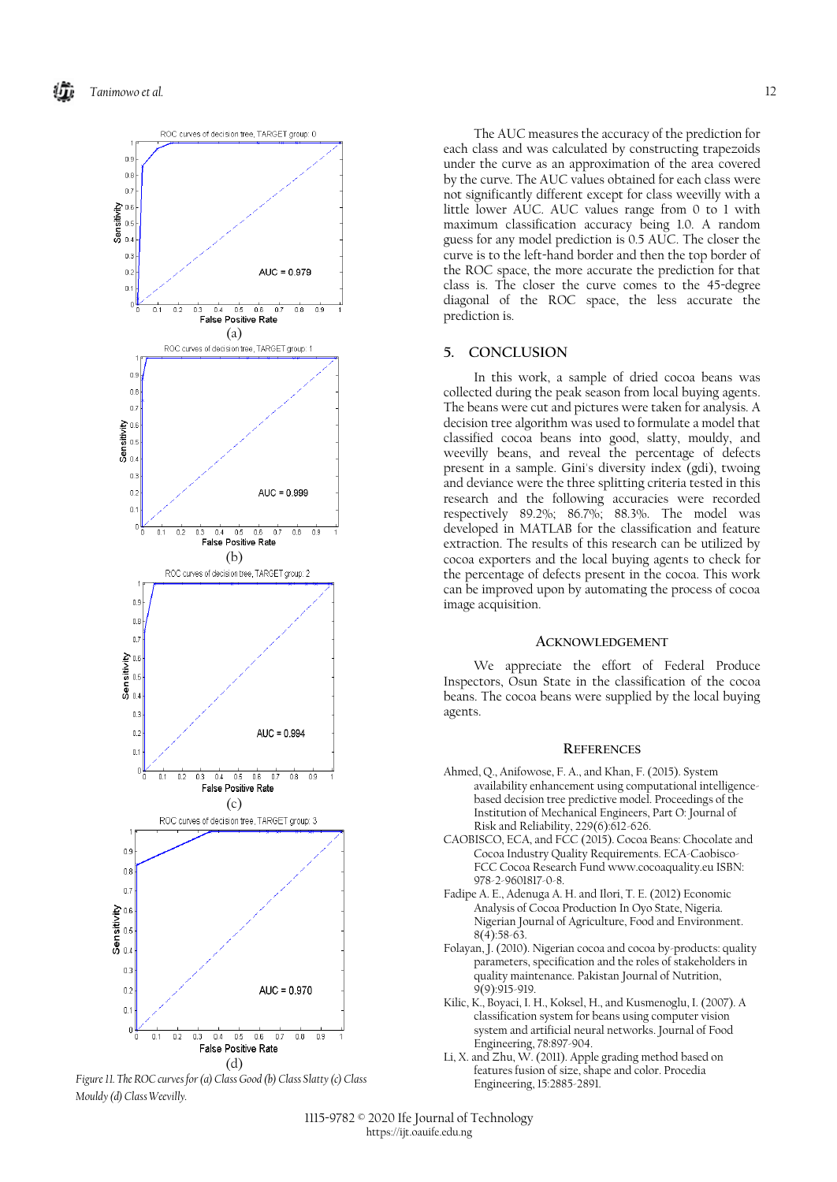ROC curves of decision tree, TARGET group: 0

AUC = 0.979

(a)

ROC curves of decision tree, TARGET group: 1

AUC = 0.999

(b)

ROC curves of decision tree, TARGET group: 2

AUC = 0.994

(c)

ROC curves of decision tree, TARGET group: 3

AUC = 0.970

(d)

*Figure 11. The ROC curves for (a) Class Good (b) Class Slatty (c) Class Mouldy (d) Class Weevilly.*

The AUC measures the accuracy of the prediction for each class and was calculated by constructing trapezoids under the curve as an approximation of the area covered by the curve. The AUC values obtained for each class were not significantly different except for class weevilly with a little lower AUC. AUC values range from 0 to 1 with maximum classification accuracy being 1.0. A random guess for any model prediction is 0.5 AUC. The closer the curve is to the left-hand border and then the top border of the ROC space, the more accurate the prediction for that class is. The closer the curve comes to the 45-degree diagonal of the ROC space, the less accurate the prediction is.

## 5. CONCLUSION

In this work, a sample of dried cocoa beans was collected during the peak season from local buying agents. The beans were cut and pictures were taken for analysis. A decision tree algorithm was used to formulate a model that classified cocoa beans into good, slatty, mouldy, and weevilly beans, and reveal the percentage of defects present in a sample. Gini's diversity index (gdi), twoing and deviance were the three splitting criteria tested in this research and the following accuracies were recorded respectively 89.2%; 86.7%; 88.3%. The model was developed in MATLAB for the classification and feature extraction. The results of this research can be utilized by cocoa exporters and the local buying agents to check for the percentage of defects present in the cocoa. This work can be improved upon by automating the process of cocoa image acquisition.

## ACKNOWLEDGEMENT

We appreciate the effort of Federal Produce Inspectors, Osun State in the classification of the cocoa beans. The cocoa beans were supplied by the local buying agents.

## REFERENCES

Ahmed, Q., Anifowose, F. A., and Khan, F. (2015). System availability enhancement using computational intelligence-based decision tree predictive model. Proceedings of the Institution of Mechanical Engineers, Part O: Journal of Risk and Reliability, 229(6):612-626.

CAOBISCO, ECA, and FCC (2015). Cocoa Beans: Chocolate and Cocoa Industry Quality Requirements. ECA-Caobisco-FCC Cocoa Research Fund www.cocoaquality.eu ISBN: 978-2-9601817-0-8.

Fadipe A. E., Adenuga A. H. and Ilori, T. E. (2012) Economic Analysis of Cocoa Production In Oyo State, Nigeria. Nigerian Journal of Agriculture, Food and Environment. 8(4):58-63.

Folayan, J. (2010). Nigerian cocoa and cocoa by-products: quality parameters, specification and the roles of stakeholders in quality maintenance. Pakistan Journal of Nutrition, 9(9):915-919.

Kilic, K., Boyaci, I. H., Koksel, H., and Kusmenoglu, I. (2007). A classification system for beans using computer vision system and artificial neural networks. Journal of Food Engineering, 78:897-904.

Li, X. and Zhu, W. (2011). Apple grading method based on features fusion of size, shape and color. Procedia Engineering, 15:2885-2891.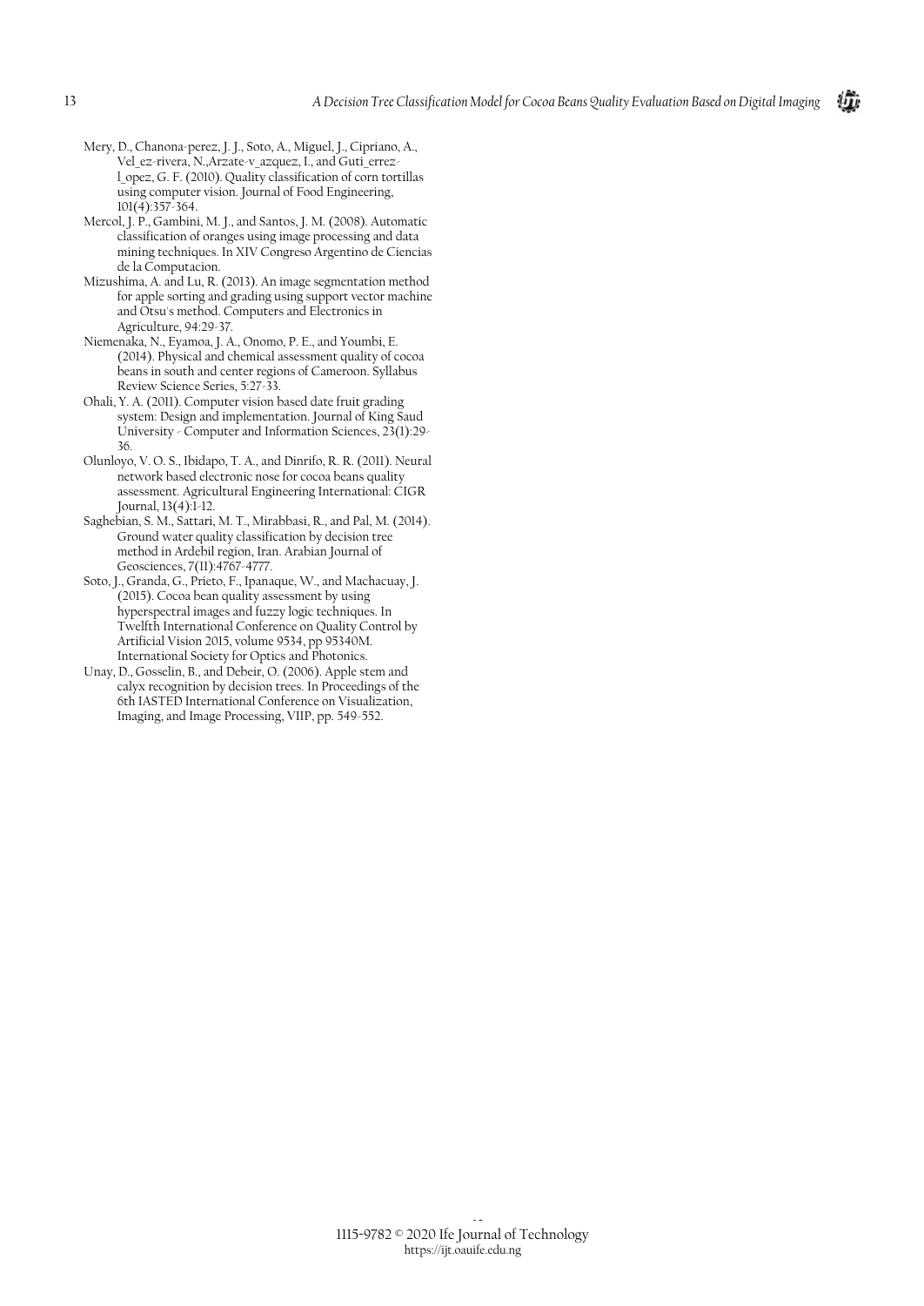Mery, D., Chanona-perez, J. J., Soto, A., Miguel, J., Cipriano, A., Vel_ez-rivera, N.,Arzate-v_azquez, I., and Guti_errez-l_opez, G. F. (2010). Quality classification of corn tortillas using computer vision. Journal of Food Engineering, 101(4):357-364.

Mercol, J. P., Gambini, M. J., and Santos, J. M. (2008). Automatic classification of oranges using image processing and data mining techniques. In XIV Congreso Argentino de Ciencias de la Computacion.

Mizushima, A. and Lu, R. (2013). An image segmentation method for apple sorting and grading using support vector machine and Otsu's method. Computers and Electronics in Agriculture, 94:29-37.

Niemenaka, N., Eyamoa, J. A., Onomo, P. E., and Youmbi, E. (2014). Physical and chemical assessment quality of cocoa beans in south and center regions of Cameroon. Syllabus Review Science Series, 5:27-33.

Ohali, Y. A. (2011). Computer vision based date fruit grading system: Design and implementation. Journal of King Saud University - Computer and Information Sciences, 23(1):29-36.

Olunloyo, V. O. S., Ibidapo, T. A., and Dinrifo, R. R. (2011). Neural network based electronic nose for cocoa beans quality assessment. Agricultural Engineering International: CIGR Journal, 13(4):1-12.

Saghebian, S. M., Sattari, M. T., Mirabbasi, R., and Pal, M. (2014). Ground water quality classification by decision tree method in Ardebil region, Iran. Arabian Journal of Geosciences, 7(11):4767-4777.

Soto, J., Granda, G., Prieto, F., Ipanaque, W., and Machacuay, J. (2015). Cocoa bean quality assessment by using hyperspectral images and fuzzy logic techniques. In Twelfth International Conference on Quality Control by Artificial Vision 2015, volume 9534, pp 95340M. International Society for Optics and Photonics.

Unay, D., Gosselin, B., and Debeir, O. (2006). Apple stem and calyx recognition by decision trees. In Proceedings of the 6th IASTED International Conference on Visualization, Imaging, and Image Processing, VIIP, pp. 549-552.